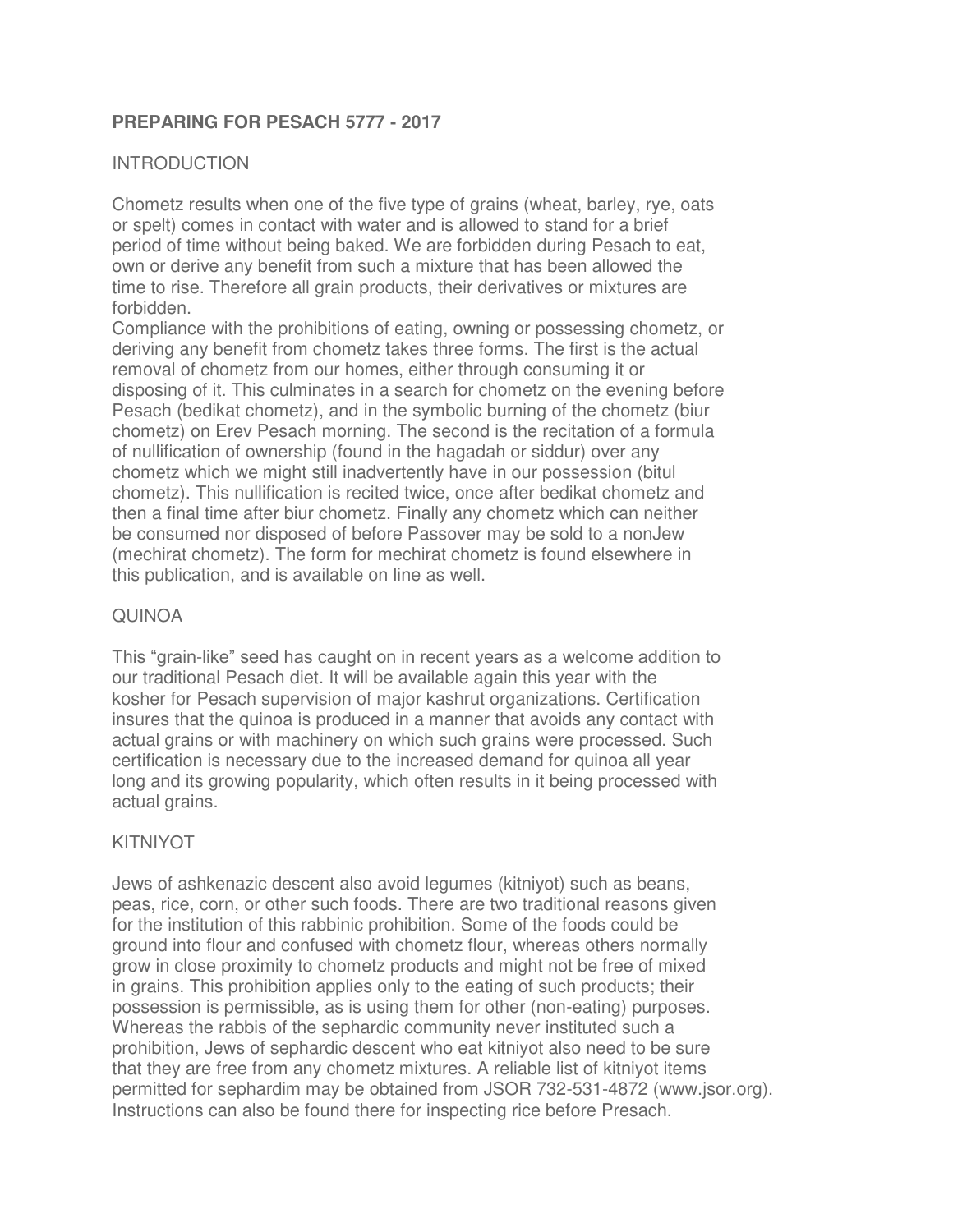**PREPARING FOR PESACH 5777 - 2017**

## INTRODUCTION

Chometz results when one of the five type of grains (wheat, barley, rye, oats or spelt) comes in contact with water and is allowed to stand for a brief period of time without being baked. We are forbidden during Pesach to eat, own or derive any benefit from such a mixture that has been allowed the time to rise. Therefore all grain products, their derivatives or mixtures are forbidden.
Compliance with the prohibitions of eating, owning or possessing chometz, or deriving any benefit from chometz takes three forms. The first is the actual removal of chometz from our homes, either through consuming it or disposing of it. This culminates in a search for chometz on the evening before Pesach (bedikat chometz), and in the symbolic burning of the chometz (biur chometz) on Erev Pesach morning. The second is the recitation of a formula of nullification of ownership (found in the hagadah or siddur) over any chometz which we might still inadvertently have in our possession (bitul chometz). This nullification is recited twice, once after bedikat chometz and then a final time after biur chometz. Finally any chometz which can neither be consumed nor disposed of before Passover may be sold to a nonJew (mechirat chometz). The form for mechirat chometz is found elsewhere in this publication, and is available on line as well.

## QUINOA

This "grain-like" seed has caught on in recent years as a welcome addition to our traditional Pesach diet. It will be available again this year with the kosher for Pesach supervision of major kashrut organizations. Certification insures that the quinoa is produced in a manner that avoids any contact with actual grains or with machinery on which such grains were processed. Such certification is necessary due to the increased demand for quinoa all year long and its growing popularity, which often results in it being processed with actual grains.

## KITNIYOT

Jews of ashkenazic descent also avoid legumes (kitniyot) such as beans, peas, rice, corn, or other such foods. There are two traditional reasons given for the institution of this rabbinic prohibition. Some of the foods could be ground into flour and confused with chometz flour, whereas others normally grow in close proximity to chometz products and might not be free of mixed in grains. This prohibition applies only to the eating of such products; their possession is permissible, as is using them for other (non-eating) purposes. Whereas the rabbis of the sephardic community never instituted such a prohibition, Jews of sephardic descent who eat kitniyot also need to be sure that they are free from any chometz mixtures. A reliable list of kitniyot items permitted for sephardim may be obtained from JSOR 732-531-4872 (www.jsor.org). Instructions can also be found there for inspecting rice before Presach.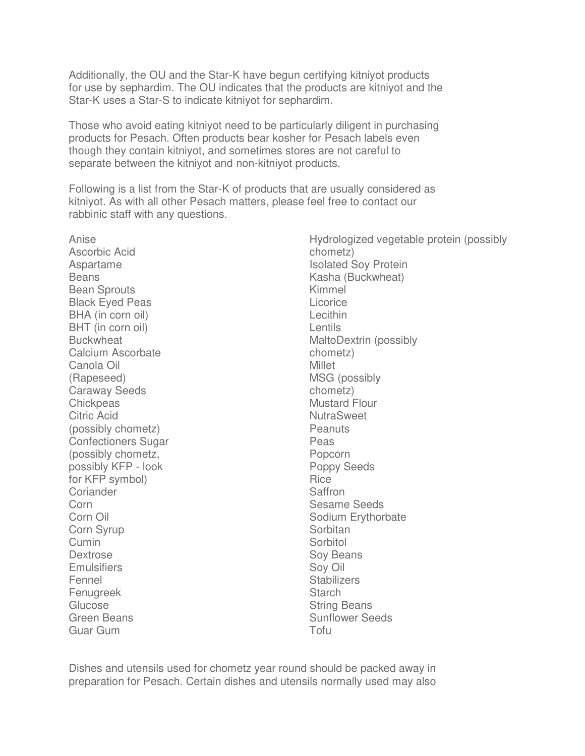Additionally, the OU and the Star-K have begun certifying kitniyot products for use by sephardim. The OU indicates that the products are kitniyot and the Star-K uses a Star-S to indicate kitniyot for sephardim.

Those who avoid eating kitniyot need to be particularly diligent in purchasing products for Pesach. Often products bear kosher for Pesach labels even though they contain kitniyot, and sometimes stores are not careful to separate between the kitniyot and non-kitniyot products.

Following is a list from the Star-K of products that are usually considered as kitniyot. As with all other Pesach matters, please feel free to contact our rabbinic staff with any questions.

Anise
Ascorbic Acid
Aspartame
Beans
Bean Sprouts
Black Eyed Peas
BHA (in corn oil)
BHT (in corn oil)
Buckwheat
Calcium Ascorbate
Canola Oil (Rapeseed)
Caraway Seeds
Chickpeas
Citric Acid (possibly chometz)
Confectioners Sugar (possibly chometz, possibly KFP - look for KFP symbol)
Coriander
Corn
Corn Oil
Corn Syrup
Cumin
Dextrose
Emulsifiers
Fennel
Fenugreek
Glucose
Green Beans
Guar Gum
Hydrologized vegetable protein (possibly chometz)
Isolated Soy Protein
Kasha (Buckwheat)
Kimmel
Licorice
Lecithin
Lentils
MaltoDextrin (possibly chometz)
Millet
MSG (possibly chometz)
Mustard Flour
NutraSweet
Peanuts
Peas
Popcorn
Poppy Seeds
Rice
Saffron
Sesame Seeds
Sodium Erythorbate
Sorbitan
Sorbitol
Soy Beans
Soy Oil
Stabilizers
Starch
String Beans
Sunflower Seeds
Tofu

Dishes and utensils used for chometz year round should be packed away in preparation for Pesach. Certain dishes and utensils normally used may also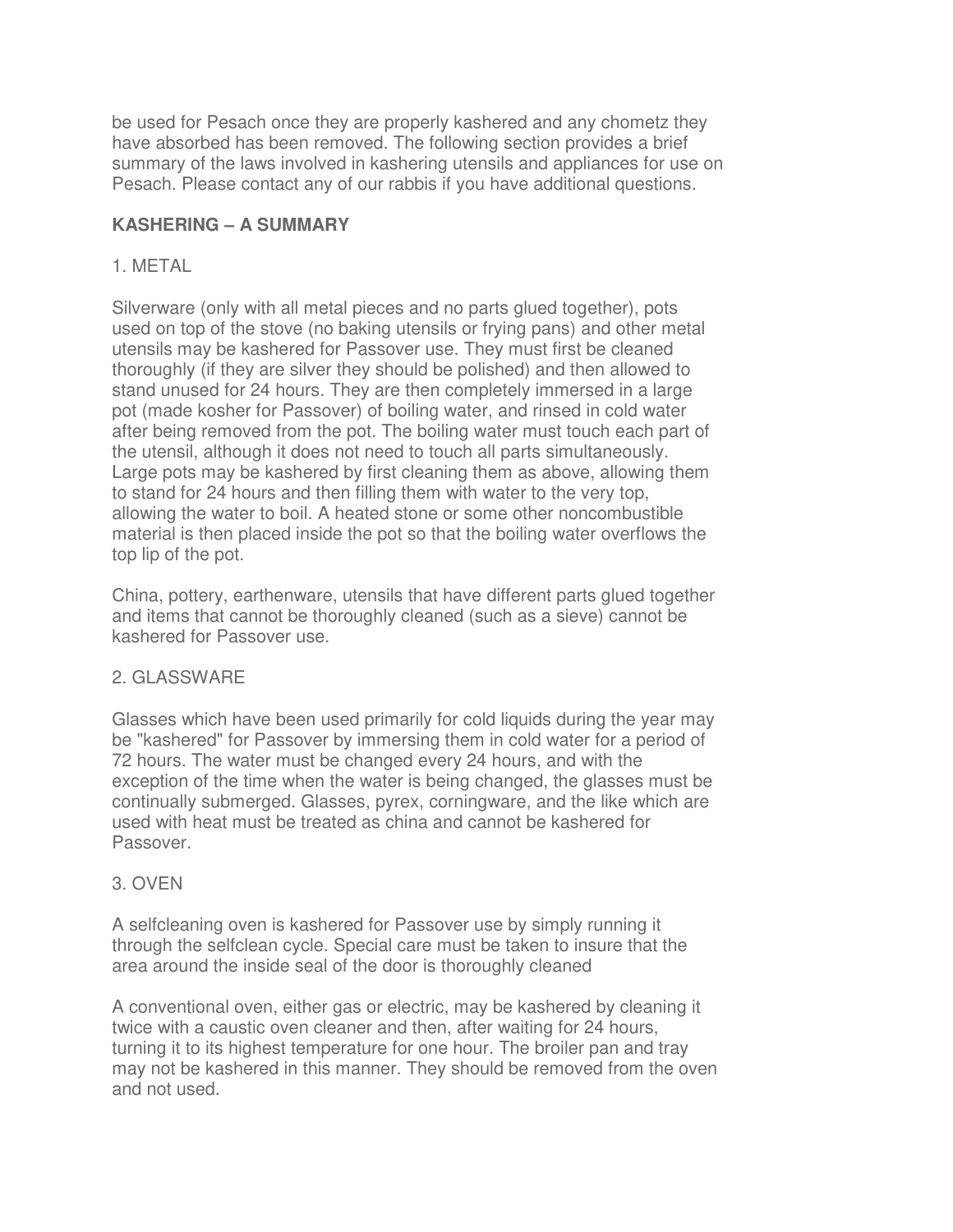be used for Pesach once they are properly kashered and any chometz they have absorbed has been removed. The following section provides a brief summary of the laws involved in kashering utensils and appliances for use on Pesach. Please contact any of our rabbis if you have additional questions.

## KASHERING – A SUMMARY

### 1. METAL

Silverware (only with all metal pieces and no parts glued together), pots used on top of the stove (no baking utensils or frying pans) and other metal utensils may be kashered for Passover use. They must first be cleaned thoroughly (if they are silver they should be polished) and then allowed to stand unused for 24 hours. They are then completely immersed in a large pot (made kosher for Passover) of boiling water, and rinsed in cold water after being removed from the pot. The boiling water must touch each part of the utensil, although it does not need to touch all parts simultaneously. Large pots may be kashered by first cleaning them as above, allowing them to stand for 24 hours and then filling them with water to the very top, allowing the water to boil. A heated stone or some other noncombustible material is then placed inside the pot so that the boiling water overflows the top lip of the pot.

China, pottery, earthenware, utensils that have different parts glued together and items that cannot be thoroughly cleaned (such as a sieve) cannot be kashered for Passover use.

### 2. GLASSWARE

Glasses which have been used primarily for cold liquids during the year may be "kashered" for Passover by immersing them in cold water for a period of 72 hours. The water must be changed every 24 hours, and with the exception of the time when the water is being changed, the glasses must be continually submerged. Glasses, pyrex, corningware, and the like which are used with heat must be treated as china and cannot be kashered for Passover.

### 3. OVEN

A selfcleaning oven is kashered for Passover use by simply running it through the selfclean cycle. Special care must be taken to insure that the area around the inside seal of the door is thoroughly cleaned

A conventional oven, either gas or electric, may be kashered by cleaning it twice with a caustic oven cleaner and then, after waiting for 24 hours, turning it to its highest temperature for one hour. The broiler pan and tray may not be kashered in this manner. They should be removed from the oven and not used.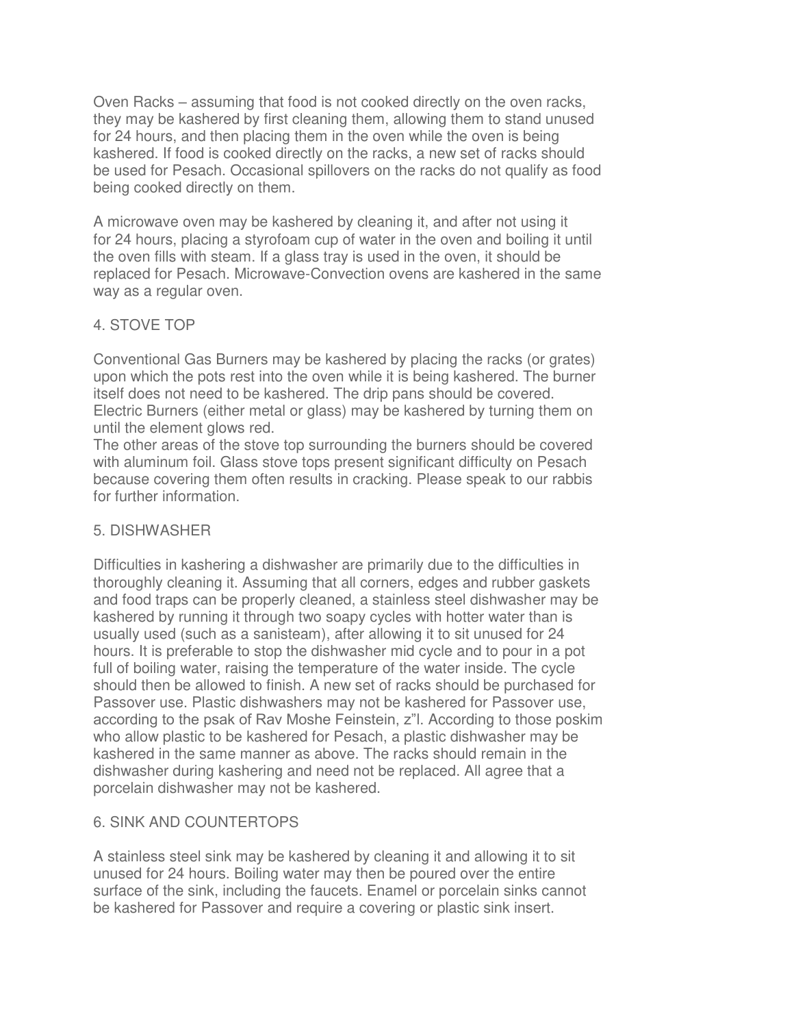Oven Racks – assuming that food is not cooked directly on the oven racks, they may be kashered by first cleaning them, allowing them to stand unused for 24 hours, and then placing them in the oven while the oven is being kashered. If food is cooked directly on the racks, a new set of racks should be used for Pesach. Occasional spillovers on the racks do not qualify as food being cooked directly on them.

A microwave oven may be kashered by cleaning it, and after not using it for 24 hours, placing a styrofoam cup of water in the oven and boiling it until the oven fills with steam. If a glass tray is used in the oven, it should be replaced for Pesach. Microwave-Convection ovens are kashered in the same way as a regular oven.

## 4. STOVE TOP

Conventional Gas Burners may be kashered by placing the racks (or grates) upon which the pots rest into the oven while it is being kashered. The burner itself does not need to be kashered. The drip pans should be covered. Electric Burners (either metal or glass) may be kashered by turning them on until the element glows red.
The other areas of the stove top surrounding the burners should be covered with aluminum foil. Glass stove tops present significant difficulty on Pesach because covering them often results in cracking. Please speak to our rabbis for further information.

## 5. DISHWASHER

Difficulties in kashering a dishwasher are primarily due to the difficulties in thoroughly cleaning it. Assuming that all corners, edges and rubber gaskets and food traps can be properly cleaned, a stainless steel dishwasher may be kashered by running it through two soapy cycles with hotter water than is usually used (such as a sanisteam), after allowing it to sit unused for 24 hours. It is preferable to stop the dishwasher mid cycle and to pour in a pot full of boiling water, raising the temperature of the water inside. The cycle should then be allowed to finish. A new set of racks should be purchased for Passover use. Plastic dishwashers may not be kashered for Passover use, according to the psak of Rav Moshe Feinstein, z"l. According to those poskim who allow plastic to be kashered for Pesach, a plastic dishwasher may be kashered in the same manner as above. The racks should remain in the dishwasher during kashering and need not be replaced. All agree that a porcelain dishwasher may not be kashered.

## 6. SINK AND COUNTERTOPS

A stainless steel sink may be kashered by cleaning it and allowing it to sit unused for 24 hours. Boiling water may then be poured over the entire surface of the sink, including the faucets. Enamel or porcelain sinks cannot be kashered for Passover and require a covering or plastic sink insert.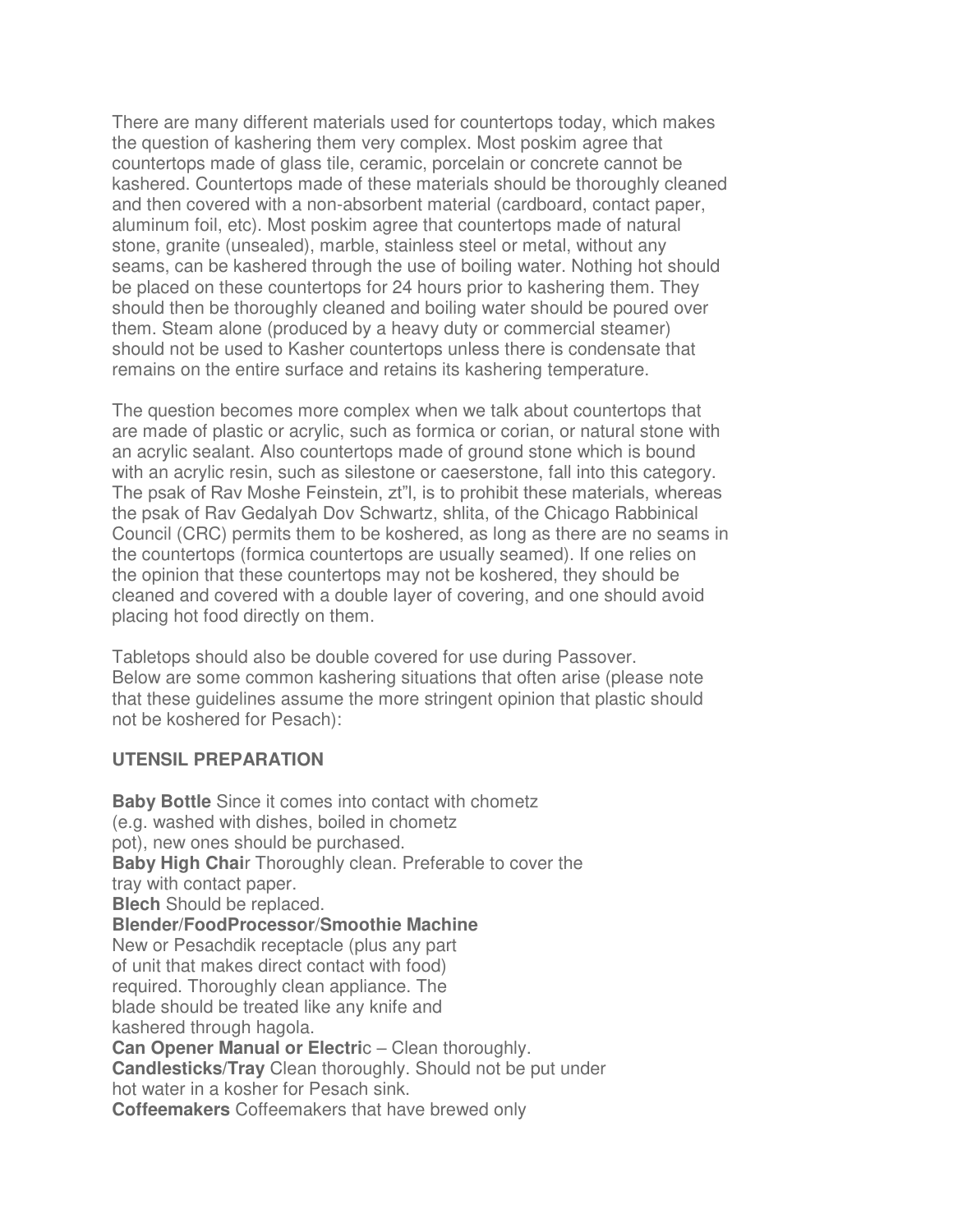There are many different materials used for countertops today, which makes the question of kashering them very complex. Most poskim agree that countertops made of glass tile, ceramic, porcelain or concrete cannot be kashered. Countertops made of these materials should be thoroughly cleaned and then covered with a non-absorbent material (cardboard, contact paper, aluminum foil, etc). Most poskim agree that countertops made of natural stone, granite (unsealed), marble, stainless steel or metal, without any seams, can be kashered through the use of boiling water. Nothing hot should be placed on these countertops for 24 hours prior to kashering them. They should then be thoroughly cleaned and boiling water should be poured over them. Steam alone (produced by a heavy duty or commercial steamer) should not be used to Kasher countertops unless there is condensate that remains on the entire surface and retains its kashering temperature.

The question becomes more complex when we talk about countertops that are made of plastic or acrylic, such as formica or corian, or natural stone with an acrylic sealant. Also countertops made of ground stone which is bound with an acrylic resin, such as silestone or caeserstone, fall into this category. The psak of Rav Moshe Feinstein, zt"l, is to prohibit these materials, whereas the psak of Rav Gedalyah Dov Schwartz, shlita, of the Chicago Rabbinical Council (CRC) permits them to be koshered, as long as there are no seams in the countertops (formica countertops are usually seamed). If one relies on the opinion that these countertops may not be koshered, they should be cleaned and covered with a double layer of covering, and one should avoid placing hot food directly on them.

Tabletops should also be double covered for use during Passover.
Below are some common kashering situations that often arise (please note that these guidelines assume the more stringent opinion that plastic should not be koshered for Pesach):

**UTENSIL PREPARATION**

**Baby Bottle** Since it comes into contact with chometz (e.g. washed with dishes, boiled in chometz pot), new ones should be purchased.
**Baby High Chai**r Thoroughly clean. Preferable to cover the tray with contact paper.
**Blech** Should be replaced.
**Blender/FoodProcessor/Smoothie Machine**
New or Pesachdik receptacle (plus any part of unit that makes direct contact with food) required. Thoroughly clean appliance. The blade should be treated like any knife and kashered through hagola.
**Can Opener Manual or Electri**c – Clean thoroughly.
**Candlesticks/Tray** Clean thoroughly. Should not be put under hot water in a kosher for Pesach sink.
**Coffeemakers** Coffeemakers that have brewed only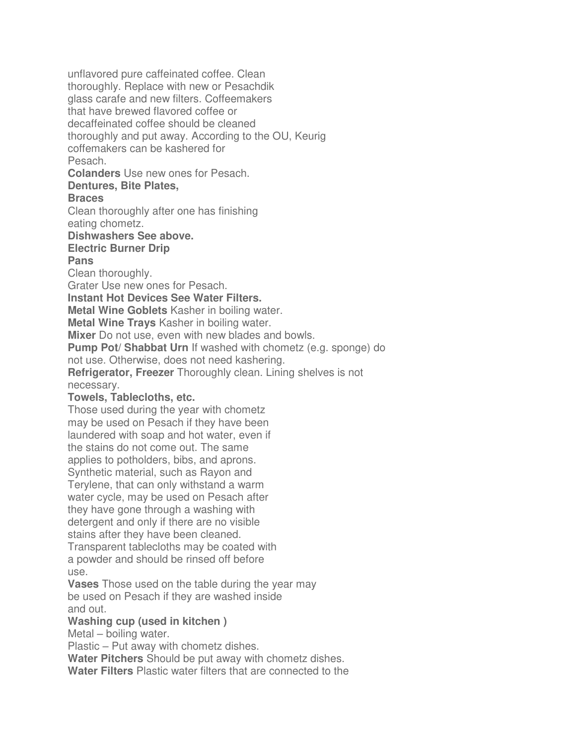unflavored pure caffeinated coffee. Clean thoroughly. Replace with new or Pesachdik glass carafe and new filters. Coffeemakers that have brewed flavored coffee or decaffeinated coffee should be cleaned thoroughly and put away. According to the OU, Keurig coffemakers can be kashered for Pesach.

**Colanders** Use new ones for Pesach.

**Dentures, Bite Plates, Braces**
Clean thoroughly after one has finishing eating chometz.

**Dishwashers See above.**

**Electric Burner Drip Pans**
Clean thoroughly.

Grater Use new ones for Pesach.

**Instant Hot Devices See Water Filters.**

**Metal Wine Goblets** Kasher in boiling water.

**Metal Wine Trays** Kasher in boiling water.

**Mixer** Do not use, even with new blades and bowls.

**Pump Pot/ Shabbat Urn** If washed with chometz (e.g. sponge) do not use. Otherwise, does not need kashering.

**Refrigerator, Freezer** Thoroughly clean. Lining shelves is not necessary.

**Towels, Tablecloths, etc.**
Those used during the year with chometz may be used on Pesach if they have been laundered with soap and hot water, even if the stains do not come out. The same applies to potholders, bibs, and aprons. Synthetic material, such as Rayon and Terylene, that can only withstand a warm water cycle, may be used on Pesach after they have gone through a washing with detergent and only if there are no visible stains after they have been cleaned. Transparent tablecloths may be coated with a powder and should be rinsed off before use.

**Vases** Those used on the table during the year may be used on Pesach if they are washed inside and out.

**Washing cup (used in kitchen )**
Metal – boiling water.
Plastic – Put away with chometz dishes.

**Water Pitchers** Should be put away with chometz dishes.

**Water Filters** Plastic water filters that are connected to the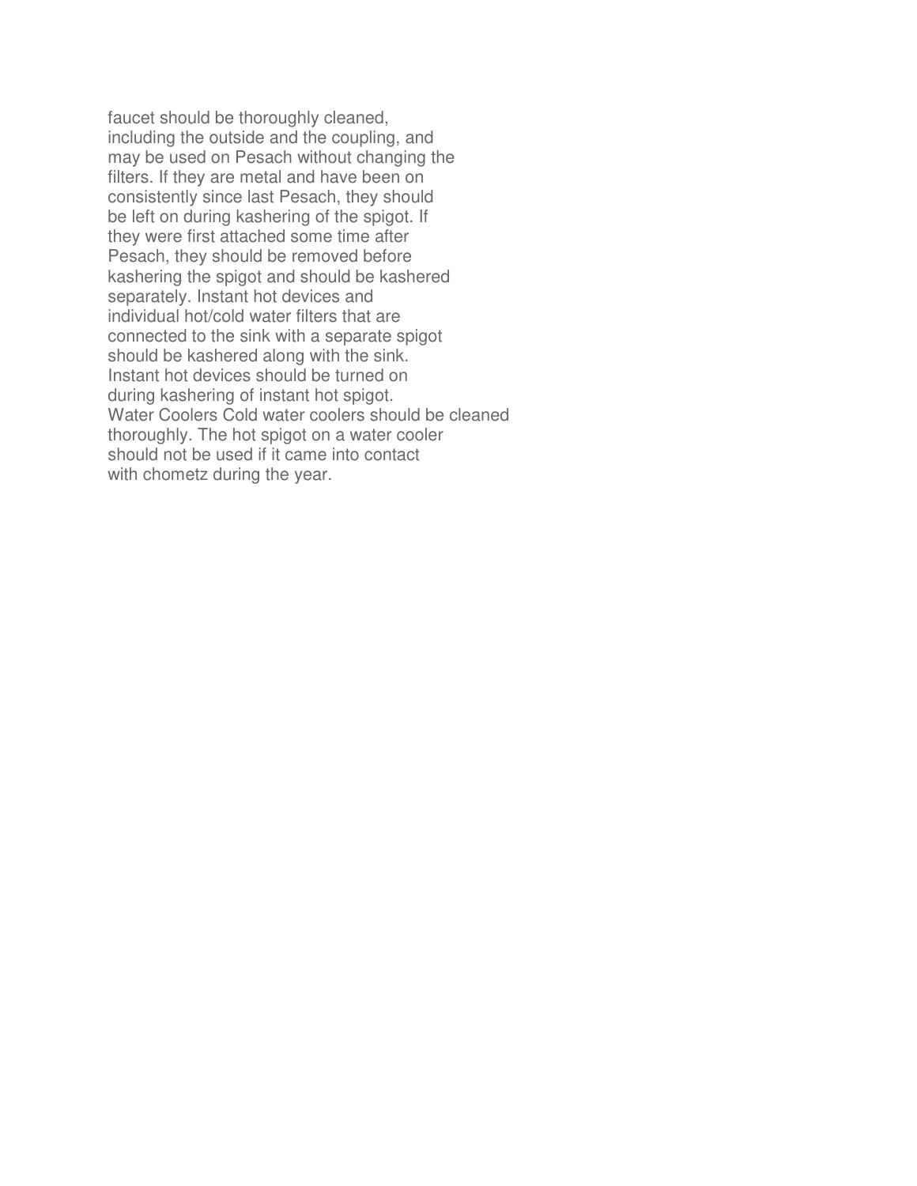faucet should be thoroughly cleaned, including the outside and the coupling, and may be used on Pesach without changing the filters. If they are metal and have been on consistently since last Pesach, they should be left on during kashering of the spigot. If they were first attached some time after Pesach, they should be removed before kashering the spigot and should be kashered separately. Instant hot devices and individual hot/cold water filters that are connected to the sink with a separate spigot should be kashered along with the sink. Instant hot devices should be turned on during kashering of instant hot spigot.

Water Coolers Cold water coolers should be cleaned thoroughly. The hot spigot on a water cooler should not be used if it came into contact with chometz during the year.